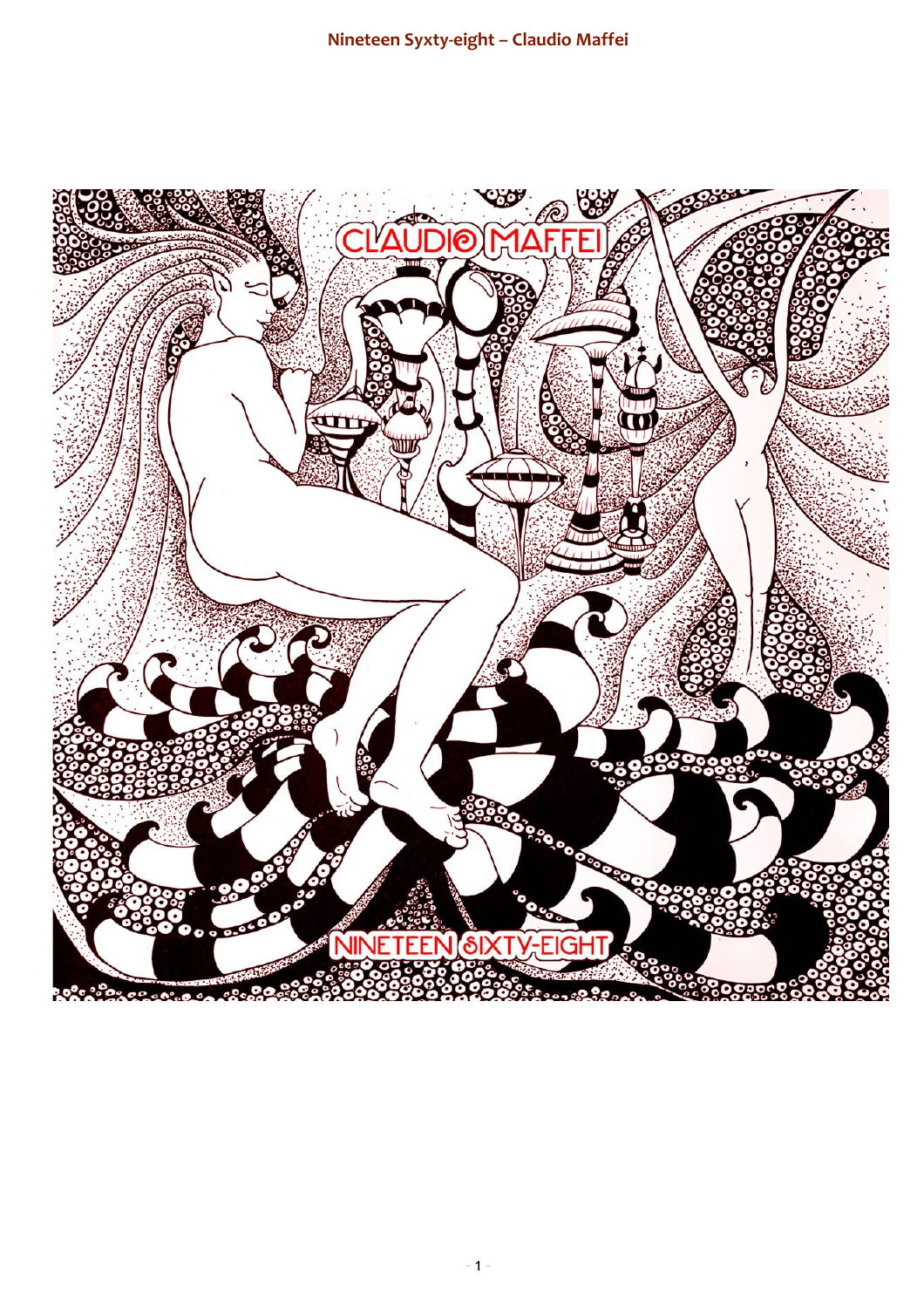# Nineteen Syxty-eight – Claudio Maffei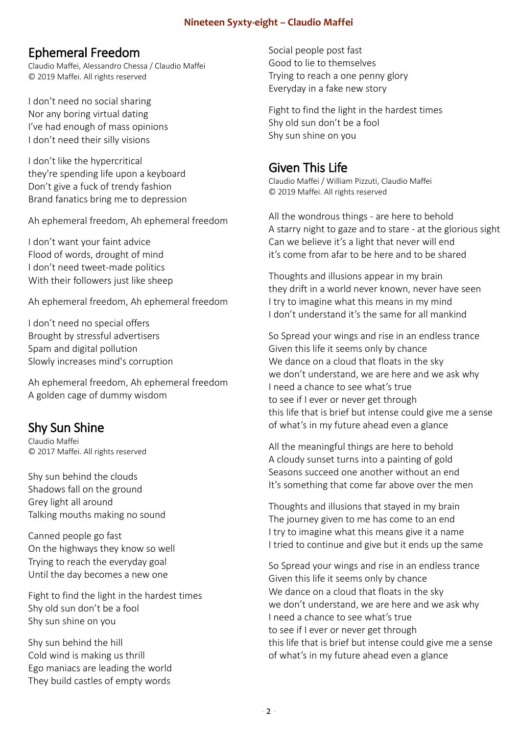## Ephemeral Freedom

Claudio Maffei, Alessandro Chessa / Claudio Maffei
© 2019 Maffei. All rights reserved

I don't need no social sharing
Nor any boring virtual dating
I've had enough of mass opinions
I don't need their silly visions

I don't like the hypercritical
they're spending life upon a keyboard
Don't give a fuck of trendy fashion
Brand fanatics bring me to depression

Ah ephemeral freedom, Ah ephemeral freedom

I don't want your faint advice
Flood of words, drought of mind
I don't need tweet-made politics
With their followers just like sheep

Ah ephemeral freedom, Ah ephemeral freedom

I don't need no special offers
Brought by stressful advertisers
Spam and digital pollution
Slowly increases mind's corruption

Ah ephemeral freedom, Ah ephemeral freedom
A golden cage of dummy wisdom

## Shy Sun Shine

Claudio Maffei
© 2017 Maffei. All rights reserved

Shy sun behind the clouds
Shadows fall on the ground
Grey light all around
Talking mouths making no sound

Canned people go fast
On the highways they know so well
Trying to reach the everyday goal
Until the day becomes a new one

Fight to find the light in the hardest times
Shy old sun don't be a fool
Shy sun shine on you

Shy sun behind the hill
Cold wind is making us thrill
Ego maniacs are leading the world
They build castles of empty words

Social people post fast
Good to lie to themselves
Trying to reach a one penny glory
Everyday in a fake new story

Fight to find the light in the hardest times
Shy old sun don't be a fool
Shy sun shine on you

## Given This Life

Claudio Maffei / William Pizzuti, Claudio Maffei
© 2019 Maffei. All rights reserved

All the wondrous things - are here to behold
A starry night to gaze and to stare - at the glorious sight
Can we believe it's a light that never will end
it's come from afar to be here and to be shared

Thoughts and illusions appear in my brain
they drift in a world never known, never have seen
I try to imagine what this means in my mind
I don't understand it's the same for all mankind

So Spread your wings and rise in an endless trance
Given this life it seems only by chance
We dance on a cloud that floats in the sky
we don't understand, we are here and we ask why
I need a chance to see what's true
to see if I ever or never get through
this life that is brief but intense could give me a sense
of what's in my future ahead even a glance

All the meaningful things are here to behold
A cloudy sunset turns into a painting of gold
Seasons succeed one another without an end
It's something that come far above over the men

Thoughts and illusions that stayed in my brain
The journey given to me has come to an end
I try to imagine what this means give it a name
I tried to continue and give but it ends up the same

So Spread your wings and rise in an endless trance
Given this life it seems only by chance
We dance on a cloud that floats in the sky
we don't understand, we are here and we ask why
I need a chance to see what's true
to see if I ever or never get through
this life that is brief but intense could give me a sense
of what's in my future ahead even a glance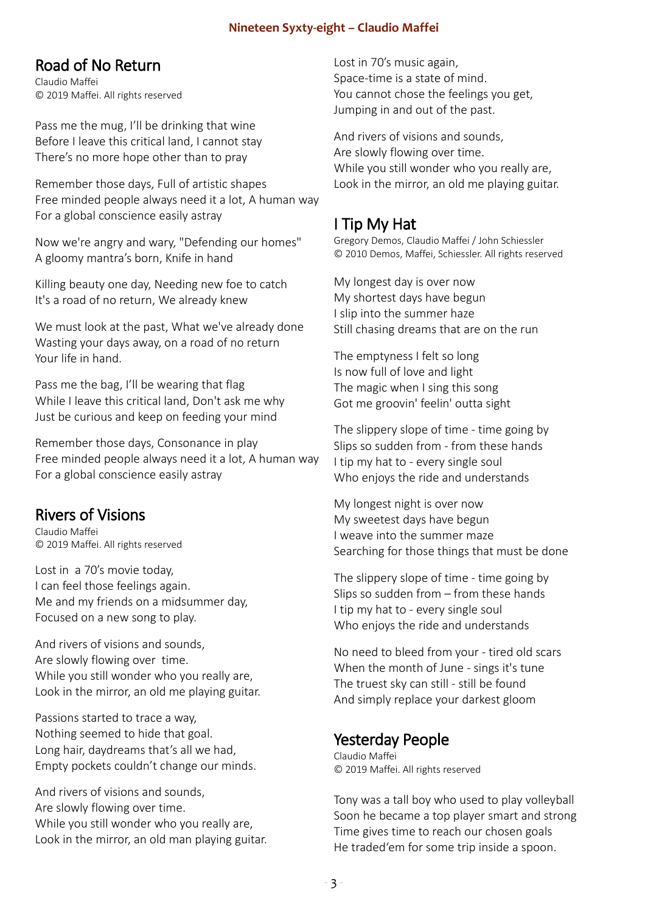## Road of No Return

Claudio Maffei
© 2019 Maffei. All rights reserved

Pass me the mug, I'll be drinking that wine
Before I leave this critical land, I cannot stay
There's no more hope other than to pray

Remember those days, Full of artistic shapes
Free minded people always need it a lot, A human way
For a global conscience easily astray

Now we're angry and wary, "Defending our homes"
A gloomy mantra's born, Knife in hand

Killing beauty one day, Needing new foe to catch
It's a road of no return, We already knew

We must look at the past, What we've already done
Wasting your days away, on a road of no return
Your life in hand.

Pass me the bag, I'll be wearing that flag
While I leave this critical land, Don't ask me why
Just be curious and keep on feeding your mind

Remember those days, Consonance in play
Free minded people always need it a lot, A human way
For a global conscience easily astray

## Rivers of Visions

Claudio Maffei
© 2019 Maffei. All rights reserved

Lost in a 70's movie today,
I can feel those feelings again.
Me and my friends on a midsummer day,
Focused on a new song to play.

And rivers of visions and sounds,
Are slowly flowing over time.
While you still wonder who you really are,
Look in the mirror, an old me playing guitar.

Passions started to trace a way,
Nothing seemed to hide that goal.
Long hair, daydreams that's all we had,
Empty pockets couldn't change our minds.

And rivers of visions and sounds,
Are slowly flowing over time.
While you still wonder who you really are,
Look in the mirror, an old man playing guitar.

Lost in 70's music again,
Space-time is a state of mind.
You cannot chose the feelings you get,
Jumping in and out of the past.

And rivers of visions and sounds,
Are slowly flowing over time.
While you still wonder who you really are,
Look in the mirror, an old me playing guitar.

## I Tip My Hat

Gregory Demos, Claudio Maffei / John Schiessler
© 2010 Demos, Maffei, Schiessler. All rights reserved

My longest day is over now
My shortest days have begun
I slip into the summer haze
Still chasing dreams that are on the run

The emptyness I felt so long
Is now full of love and light
The magic when I sing this song
Got me groovin' feelin' outta sight

The slippery slope of time - time going by
Slips so sudden from - from these hands
I tip my hat to - every single soul
Who enjoys the ride and understands

My longest night is over now
My sweetest days have begun
I weave into the summer maze
Searching for those things that must be done

The slippery slope of time - time going by
Slips so sudden from – from these hands
I tip my hat to - every single soul
Who enjoys the ride and understands

No need to bleed from your - tired old scars
When the month of June - sings it's tune
The truest sky can still - still be found
And simply replace your darkest gloom

## Yesterday People

Claudio Maffei
© 2019 Maffei. All rights reserved

Tony was a tall boy who used to play volleyball
Soon he became a top player smart and strong
Time gives time to reach our chosen goals
He traded'em for some trip inside a spoon.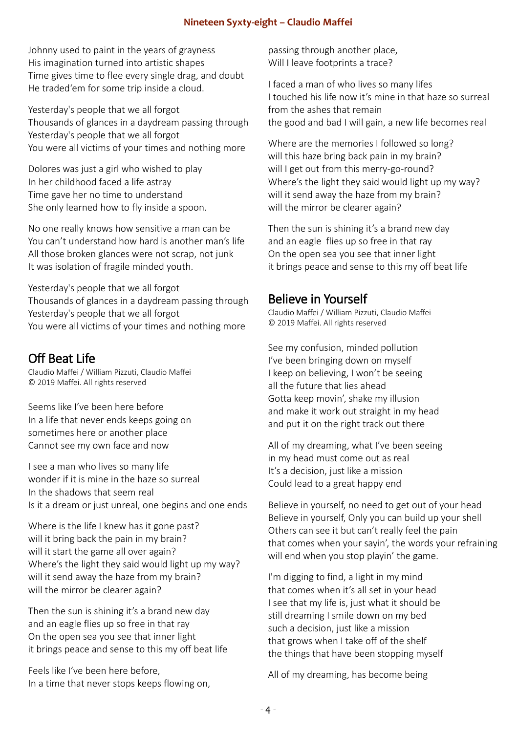Johnny used to paint in the years of grayness
His imagination turned into artistic shapes
Time gives time to flee every single drag, and doubt
He traded'em for some trip inside a cloud.

Yesterday's people that we all forgot
Thousands of glances in a daydream passing through
Yesterday's people that we all forgot
You were all victims of your times and nothing more

Dolores was just a girl who wished to play
In her childhood faced a life astray
Time gave her no time to understand
She only learned how to fly inside a spoon.

No one really knows how sensitive a man can be
You can't understand how hard is another man's life
All those broken glances were not scrap, not junk
It was isolation of fragile minded youth.

Yesterday's people that we all forgot
Thousands of glances in a daydream passing through
Yesterday's people that we all forgot
You were all victims of your times and nothing more

## Off Beat Life

Claudio Maffei / William Pizzuti, Claudio Maffei
© 2019 Maffei. All rights reserved

Seems like I've been here before
In a life that never ends keeps going on
sometimes here or another place
Cannot see my own face and now

I see a man who lives so many life
wonder if it is mine in the haze so surreal
In the shadows that seem real
Is it a dream or just unreal, one begins and one ends

Where is the life I knew has it gone past?
will it bring back the pain in my brain?
will it start the game all over again?
Where's the light they said would light up my way?
will it send away the haze from my brain?
will the mirror be clearer again?

Then the sun is shining it's a brand new day
and an eagle flies up so free in that ray
On the open sea you see that inner light
it brings peace and sense to this my off beat life

Feels like I've been here before,
In a time that never stops keeps flowing on,
passing through another place,
Will I leave footprints a trace?

I faced a man of who lives so many lifes
I touched his life now it's mine in that haze so surreal
from the ashes that remain
the good and bad I will gain, a new life becomes real

Where are the memories I followed so long?
will this haze bring back pain in my brain?
will I get out from this merry-go-round?
Where's the light they said would light up my way?
will it send away the haze from my brain?
will the mirror be clearer again?

Then the sun is shining it's a brand new day
and an eagle flies up so free in that ray
On the open sea you see that inner light
it brings peace and sense to this my off beat life

## Believe in Yourself

Claudio Maffei / William Pizzuti, Claudio Maffei
© 2019 Maffei. All rights reserved

See my confusion, minded pollution
I've been bringing down on myself
I keep on believing, I won't be seeing
all the future that lies ahead
Gotta keep movin', shake my illusion
and make it work out straight in my head
and put it on the right track out there

All of my dreaming, what I've been seeing
in my head must come out as real
It's a decision, just like a mission
Could lead to a great happy end

Believe in yourself, no need to get out of your head
Believe in yourself, Only you can build up your shell
Others can see it but can't really feel the pain
that comes when your sayin', the words your refraining
will end when you stop playin' the game.

I'm digging to find, a light in my mind
that comes when it's all set in your head
I see that my life is, just what it should be
still dreaming I smile down on my bed
such a decision, just like a mission
that grows when I take off of the shelf
the things that have been stopping myself

All of my dreaming, has become being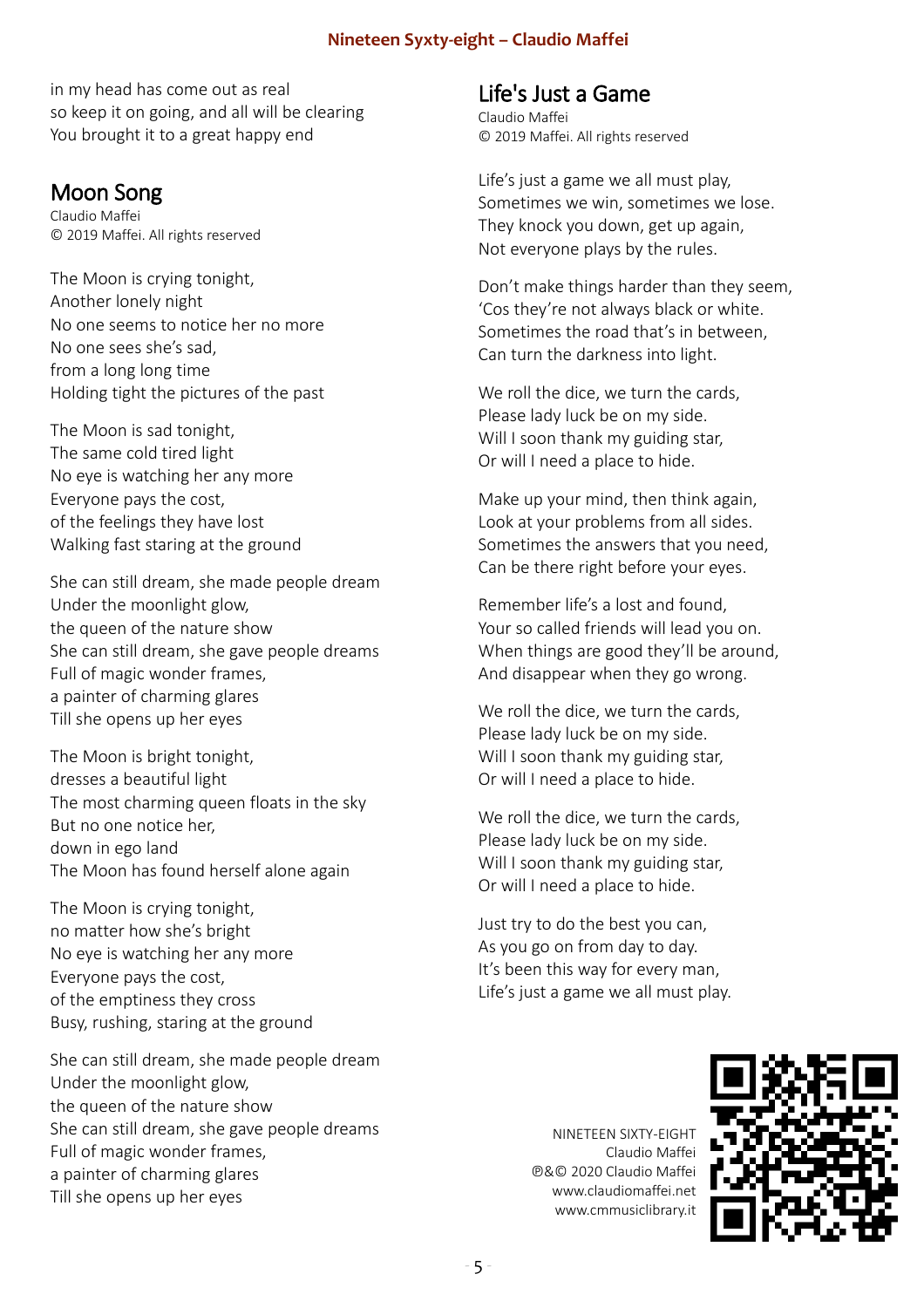in my head has come out as real
so keep it on going, and all will be clearing
You brought it to a great happy end

## Moon Song

Claudio Maffei
© 2019 Maffei. All rights reserved

The Moon is crying tonight,
Another lonely night
No one seems to notice her no more
No one sees she's sad,
from a long long time
Holding tight the pictures of the past

The Moon is sad tonight,
The same cold tired light
No eye is watching her any more
Everyone pays the cost,
of the feelings they have lost
Walking fast staring at the ground

She can still dream, she made people dream
Under the moonlight glow,
the queen of the nature show
She can still dream, she gave people dreams
Full of magic wonder frames,
a painter of charming glares
Till she opens up her eyes

The Moon is bright tonight,
dresses a beautiful light
The most charming queen floats in the sky
But no one notice her,
down in ego land
The Moon has found herself alone again

The Moon is crying tonight,
no matter how she's bright
No eye is watching her any more
Everyone pays the cost,
of the emptiness they cross
Busy, rushing, staring at the ground

She can still dream, she made people dream
Under the moonlight glow,
the queen of the nature show
She can still dream, she gave people dreams
Full of magic wonder frames,
a painter of charming glares
Till she opens up her eyes

## Life's Just a Game

Claudio Maffei
© 2019 Maffei. All rights reserved

Life's just a game we all must play,
Sometimes we win, sometimes we lose.
They knock you down, get up again,
Not everyone plays by the rules.

Don't make things harder than they seem,
'Cos they're not always black or white.
Sometimes the road that's in between,
Can turn the darkness into light.

We roll the dice, we turn the cards,
Please lady luck be on my side.
Will I soon thank my guiding star,
Or will I need a place to hide.

Make up your mind, then think again,
Look at your problems from all sides.
Sometimes the answers that you need,
Can be there right before your eyes.

Remember life's a lost and found,
Your so called friends will lead you on.
When things are good they'll be around,
And disappear when they go wrong.

We roll the dice, we turn the cards,
Please lady luck be on my side.
Will I soon thank my guiding star,
Or will I need a place to hide.

We roll the dice, we turn the cards,
Please lady luck be on my side.
Will I soon thank my guiding star,
Or will I need a place to hide.

Just try to do the best you can,
As you go on from day to day.
It's been this way for every man,
Life's just a game we all must play.

NINETEEN SIXTY-EIGHT
Claudio Maffei
℗&© 2020 Claudio Maffei
www.claudiomaffei.net
www.cmmusiclibrary.it